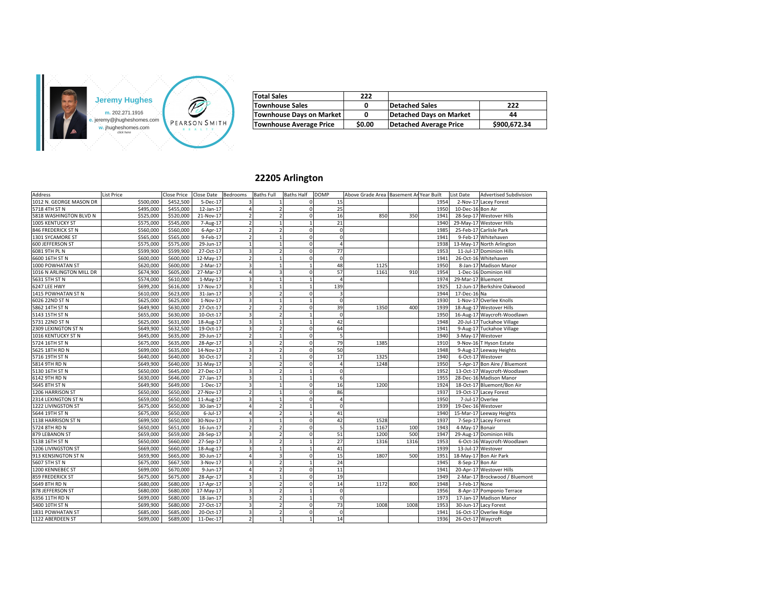Jeremy Hughes

m. 202.271.1916

e. jeremy@jhugheshomes.com

w. jhugheshomes.com

*click here*

PEARSON SMITH

| Total Sales | 222 | | |
|---|---|---|---|
| Townhouse Sales | 0 | Detached Sales | 222 |
| Townhouse Days on Market | 0 | Detached Days on Market | 44 |
| Townhouse Average Price | $0.00 | Detached Average Price | $900,672.34 |

## 22205 Arlington

| Address | List Price | Close Price | Close Date | Bedrooms | Baths Full | Baths Half | DOMP | Above Grade Area | Basement Ar | Year Built | List Date | Advertised Subdivision |
|---|---|---|---|---|---|---|---|---|---|---|---|---|
| 1012 N. GEORGE MASON DR | $500,000 | $452,500 | 5-Dec-17 | 3 | 1 | 0 | 15 | | | 1954 | 2-Nov-17 | Lacey Forest |
| 5718 4TH ST N | $495,000 | $455,000 | 12-Jan-17 | 4 | 2 | 0 | 25 | | | 1950 | 10-Dec-16 | Bon Air |
| 5818 WASHINGTON BLVD N | $525,000 | $520,000 | 21-Nov-17 | 2 | 2 | 0 | 16 | 850 | 350 | 1941 | 28-Sep-17 | Westover Hills |
| 1005 KENTUCKY ST | $575,000 | $545,000 | 7-Aug-17 | 2 | 1 | 1 | 21 | | | 1940 | 29-May-17 | Westover Hills |
| 846 FREDERICK ST N | $560,000 | $560,000 | 6-Apr-17 | 2 | 2 | 0 | 0 | | | 1985 | 25-Feb-17 | Carlisle Park |
| 1301 SYCAMORE ST | $565,000 | $565,000 | 9-Feb-17 | 2 | 1 | 0 | 0 | | | 1941 | 9-Feb-17 | Whitehaven |
| 600 JEFFERSON ST | $575,000 | $575,000 | 29-Jun-17 | 1 | 1 | 0 | 4 | | | 1938 | 13-May-17 | North Arlington |
| 6081 9TH PL N | $599,900 | $599,900 | 27-Oct-17 | 3 | 2 | 0 | 77 | | | 1953 | 11-Jul-17 | Dominion Hills |
| 6600 16TH ST N | $600,000 | $600,000 | 12-May-17 | 2 | 1 | 0 | 0 | | | 1941 | 26-Oct-16 | Whitehaven |
| 1000 POWHATAN ST | $620,000 | $600,000 | 2-Mar-17 | 3 | 1 | 1 | 48 | 1125 | | 1950 | 8-Jan-17 | Madison Manor |
| 1016 N ARLINGTON MILL DR | $674,900 | $605,000 | 27-Mar-17 | 4 | 3 | 0 | 57 | 1161 | 910 | 1954 | 1-Dec-16 | Dominion Hill |
| 5631 5TH ST N | $574,000 | $610,000 | 1-May-17 | 3 | 1 | 1 | 4 | | | 1974 | 29-Mar-17 | Bluemont |
| 6247 LEE HWY | $699,200 | $616,000 | 17-Nov-17 | 3 | 1 | 1 | 139 | | | 1925 | 12-Jun-17 | Berkshire Oakwood |
| 1415 POWHATAN ST N | $610,000 | $623,000 | 31-Jan-17 | 3 | 2 | 0 | 3 | | | 1944 | 17-Dec-16 | Na |
| 6026 22ND ST N | $625,000 | $625,000 | 1-Nov-17 | 3 | 1 | 1 | 0 | | | 1930 | 1-Nov-17 | Overlee Knolls |
| 5862 14TH ST N | $649,900 | $630,000 | 27-Oct-17 | 2 | 2 | 0 | 39 | 1350 | 400 | 1939 | 18-Aug-17 | Westover Hills |
| 5143 15TH ST N | $655,000 | $630,000 | 10-Oct-17 | 3 | 2 | 1 | 0 | | | 1950 | 16-Aug-17 | Waycroft-Woodlawn |
| 5731 22ND ST N | $625,000 | $631,000 | 18-Aug-17 | 3 | 1 | 1 | 42 | | | 1948 | 20-Jul-17 | Tuckahoe Village |
| 2309 LEXINGTON ST N | $649,900 | $632,500 | 19-Oct-17 | 3 | 2 | 0 | 64 | | | 1941 | 9-Aug-17 | Tuckahoe Village |
| 1016 KENTUCKY ST N | $645,000 | $635,000 | 29-Jun-17 | 2 | 1 | 0 | 5 | | | 1940 | 3-May-17 | Westover |
| 5724 16TH ST N | $675,000 | $635,000 | 28-Apr-17 | 3 | 2 | 0 | 79 | 1385 | | 1910 | 9-Nov-16 | T Hyson Estate |
| 5625 18TH RD N | $699,000 | $635,000 | 14-Nov-17 | 3 | 2 | 0 | 50 | | | 1948 | 9-Aug-17 | Leeway Heights |
| 5716 19TH ST N | $640,000 | $640,000 | 30-Oct-17 | 2 | 1 | 0 | 17 | 1325 | | 1940 | 6-Oct-17 | Westover |
| 5814 9TH RD N | $649,900 | $640,000 | 31-May-17 | 3 | 2 | 0 | 4 | 1248 | | 1950 | 5-Apr-17 | Bon Aire / Bluemont |
| 5130 16TH ST N | $650,000 | $645,000 | 27-Dec-17 | 3 | 2 | 1 | 0 | | | 1952 | 13-Oct-17 | Waycroft-Woodlawn |
| 6142 9TH RD N | $630,000 | $646,000 | 27-Jan-17 | 3 | 1 | 1 | 6 | | | 1955 | 28-Dec-16 | Madison Manor |
| 5645 8TH ST N | $649,900 | $649,000 | 1-Dec-17 | 3 | 1 | 0 | 16 | 1200 | | 1924 | 18-Oct-17 | Bluemont/Bon Air |
| 1206 HARRISON ST | $650,000 | $650,000 | 27-Nov-17 | 2 | 1 | 0 | 86 | | | 1937 | 19-Oct-17 | Lacey Forest |
| 2314 LEXINGTON ST N | $659,000 | $650,000 | 11-Aug-17 | 3 | 1 | 0 | 4 | | | 1950 | 7-Jul-17 | Overlee |
| 1222 LIVINGSTON ST | $675,000 | $650,000 | 30-Jan-17 | 4 | 2 | 1 | 0 | | | 1939 | 19-Dec-16 | Westover |
| 5644 19TH ST N | $675,000 | $650,000 | 6-Jul-17 | 4 | 2 | 1 | 41 | | | 1940 | 15-Mar-17 | Leeway Heights |
| 1138 HARRISON ST N | $699,500 | $650,000 | 30-Nov-17 | 3 | 1 | 0 | 42 | 1528 | | 1937 | 7-Sep-17 | Lacey Forrest |
| 5724 8TH RD N | $650,000 | $651,000 | 16-Jun-17 | 2 | 2 | 0 | 5 | 1167 | 100 | 1943 | 4-May-17 | Bonair |
| 879 LEBANON ST | $659,000 | $659,000 | 28-Sep-17 | 3 | 2 | 0 | 51 | 1200 | 500 | 1947 | 29-Aug-17 | Dominion Hills |
| 5138 16TH ST N | $650,000 | $660,000 | 27-Sep-17 | 3 | 2 | 1 | 27 | 1316 | 1316 | 1953 | 6-Oct-16 | Waycroft-Woodlawn |
| 1206 LIVINGSTON ST | $669,000 | $660,000 | 18-Aug-17 | 3 | 1 | 1 | 41 | | | 1939 | 13-Jul-17 | Westover |
| 913 KENSINGTON ST N | $659,900 | $665,000 | 30-Jun-17 | 4 | 3 | 0 | 15 | 1807 | 500 | 1951 | 18-May-17 | Bon Air Park |
| 5607 5TH ST N | $675,000 | $667,500 | 3-Nov-17 | 3 | 2 | 1 | 24 | | | 1945 | 8-Sep-17 | Bon Air |
| 1200 KENNEBEC ST | $699,000 | $670,000 | 9-Jun-17 | 4 | 2 | 0 | 11 | | | 1941 | 20-Apr-17 | Westover Hills |
| 859 FREDERICK ST | $675,000 | $675,000 | 28-Apr-17 | 3 | 1 | 0 | 19 | | | 1949 | 2-Mar-17 | Brockwood / Bluemont |
| 5649 8TH RD N | $680,000 | $680,000 | 17-Apr-17 | 3 | 2 | 0 | 14 | 1172 | 800 | 1948 | 3-Feb-17 | None |
| 878 JEFFERSON ST | $680,000 | $680,000 | 17-May-17 | 3 | 2 | 1 | 0 | | | 1956 | 8-Apr-17 | Pomponio Terrace |
| 6356 11TH RD N | $699,000 | $680,000 | 18-Jan-17 | 3 | 2 | 1 | 0 | | | 1973 | 17-Jan-17 | Madison Manor |
| 5400 10TH ST N | $699,900 | $680,000 | 27-Oct-17 | 3 | 2 | 0 | 73 | 1008 | 1008 | 1953 | 30-Jun-17 | Lacy Forest |
| 1831 POWHATAN ST | $685,000 | $685,000 | 20-Oct-17 | 3 | 2 | 0 | 0 | | | 1941 | 16-Oct-17 | Overlee Ridge |
| 1122 ABERDEEN ST | $699,000 | $689,000 | 11-Dec-17 | 2 | 1 | 1 | 14 | | | 1936 | 26-Oct-17 | Waycroft |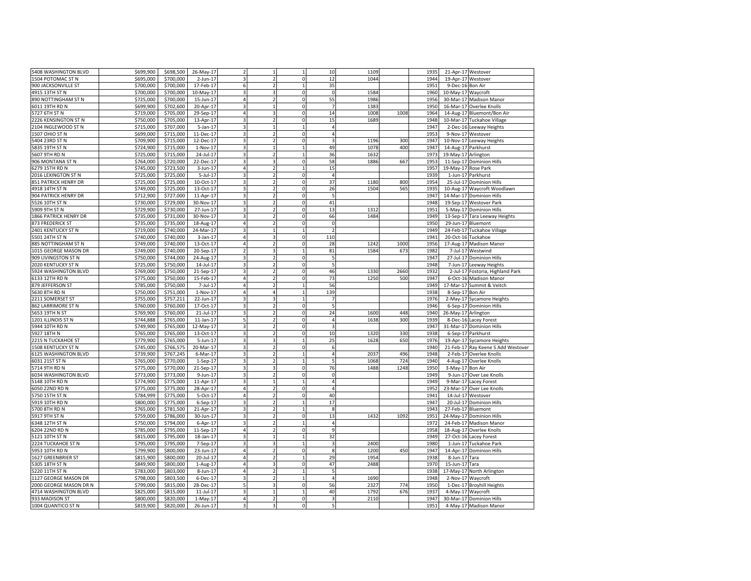| | | | | | | | | | | | | |
|---|---|---|---|---|---|---|---|---|---|---|---|---|
| 5408 WASHINGTON BLVD | $699,900 | $698,500 | 26-May-17 | 2 | 1 | 1 | 10 | 1109 | | 1935 | 21-Apr-17 | Westover |
| 1504 POTOMAC ST N | $695,000 | $700,000 | 2-Jun-17 | 3 | 2 | 0 | 12 | 1044 | | 1944 | 19-Apr-17 | Westover |
| 900 JACKSONVILLE ST | $700,000 | $700,000 | 17-Feb-17 | 6 | 2 | 1 | 35 | | | 1951 | 9-Dec-16 | Bon Air |
| 4915 13TH ST N | $700,000 | $700,000 | 10-May-17 | 3 | 3 | 0 | 0 | 1584 | | 1960 | 10-May-17 | Waycroft |
| 890 NOTTINGHAM ST N | $725,000 | $700,000 | 15-Jun-17 | 4 | 2 | 0 | 55 | 1986 | | 1956 | 30-Mar-17 | Madison Manor |
| 6011 19TH RD N | $699,900 | $702,600 | 20-Apr-17 | 3 | 1 | 0 | 7 | 1383 | | 1950 | 16-Mar-17 | Overlee Knolls |
| 5727 6TH ST N | $719,000 | $705,000 | 29-Sep-17 | 4 | 3 | 0 | 14 | 1008 | 1008 | 1964 | 14-Aug-17 | Bluemont/Bon Air |
| 2226 KENSINGTON ST N | $750,000 | $705,000 | 13-Apr-17 | 3 | 2 | 0 | 15 | 1689 | | 1948 | 10-Mar-17 | Tuckahoe Village |
| 2104 INGLEWOOD ST N | $715,000 | $707,000 | 5-Jan-17 | 3 | 1 | 1 | 4 | | | 1947 | 2-Dec-16 | Leeway Heights |
| 1507 OHIO ST N | $699,000 | $715,000 | 11-Dec-17 | 3 | 2 | 0 | 4 | | | 1953 | 9-Nov-17 | Westover |
| 5404 23RD ST N | $709,900 | $715,000 | 12-Dec-17 | 3 | 2 | 0 | 3 | 1196 | 300 | 1947 | 10-Nov-17 | Leeway Heights |
| 5835 19TH ST N | $724,900 | $715,000 | 1-Nov-17 | 3 | 1 | 1 | 49 | 1078 | 400 | 1947 | 14-Aug-17 | Parkhurst |
| 5607 9TH RD N | $725,000 | $715,000 | 24-Jul-17 | 3 | 2 | 1 | 36 | 1632 | | 1973 | 19-May-17 | Arlington |
| 906 MONTANA ST N | $764,000 | $720,000 | 22-Dec-17 | 3 | 3 | 0 | 58 | 1886 | 667 | 1953 | 11-Sep-17 | Dominion Hills |
| 6279 15TH RD N | $745,000 | $723,500 | 3-Jun-17 | 4 | 2 | 1 | 15 | | | 1957 | 19-May-17 | Rose Park |
| 2016 LEXINGTON ST N | $725,000 | $725,000 | 5-Jul-17 | 3 | 2 | 0 | 4 | | | 1939 | 1-Jun-17 | Parkhurst |
| 851 PATRICK HENRY DR | $725,000 | $725,000 | 10-Oct-17 | 3 | 2 | 0 | 37 | 1180 | 800 | 1954 | 25-Jul-17 | Dominion Hills |
| 4918 14TH ST N | $749,000 | $725,000 | 13-Oct-17 | 3 | 2 | 0 | 26 | 1504 | 565 | 1935 | 10-Aug-17 | Waycroft Woodlawn |
| 904 PATRICK HENRY DR | $712,900 | $727,000 | 11-Apr-17 | 3 | 2 | 0 | 5 | | | 1947 | 14-Mar-17 | Dominion Hills |
| 5526 10TH ST N | $730,000 | $729,000 | 30-Nov-17 | 3 | 2 | 0 | 41 | | | 1948 | 19-Sep-17 | Westover Park |
| 5909 9TH ST N | $729,900 | $730,000 | 27-Jun-17 | 3 | 2 | 0 | 13 | 1312 | | 1951 | 5-May-17 | Dominion Hills |
| 1866 PATRICK HENRY DR | $735,000 | $731,000 | 30-Nov-17 | 3 | 2 | 0 | 66 | 1484 | | 1949 | 13-Sep-17 | Tara Leeway Heights |
| 873 FREDERICK ST | $735,000 | $735,000 | 18-Aug-17 | 4 | 2 | 0 | 0 | | | 1950 | 29-Jun-17 | Bluemont |
| 2401 KENTUCKY ST N | $719,000 | $740,000 | 24-Mar-17 | 3 | 1 | 1 | 2 | | | 1949 | 24-Feb-17 | Tuckahoe Village |
| 5501 24TH ST N | $740,000 | $740,000 | 3-Jan-17 | 4 | 3 | 0 | 110 | | | 1941 | 20-Oct-16 | Tuckahoe |
| 885 NOTTINGHAM ST N | $749,000 | $740,000 | 13-Oct-17 | 4 | 2 | 0 | 28 | 1242 | 1000 | 1956 | 17-Aug-17 | Madison Manor |
| 1015 GEORGE MASON DR | $749,000 | $740,000 | 20-Sep-17 | 2 | 3 | 1 | 81 | 1584 | 673 | 1982 | 7-Jul-17 | Westwind |
| 909 LIVINGSTON ST N | $750,000 | $744,000 | 24-Aug-17 | 3 | 2 | 0 | 5 | | | 1947 | 27-Jul-17 | Dominion Hills |
| 2020 KENTUCKY ST N | $725,000 | $750,000 | 14-Jul-17 | 3 | 2 | 0 | 5 | | | 1948 | 7-Jun-17 | Leeway Heights |
| 5924 WASHINGTON BLVD | $769,000 | $750,000 | 21-Sep-17 | 3 | 2 | 0 | 46 | 1330 | 2660 | 1932 | 2-Jul-17 | Fostoria, Highland Park |
| 6133 12TH RD N | $775,000 | $750,000 | 15-Feb-17 | 4 | 2 | 0 | 73 | 1250 | 500 | 1947 | 6-Oct-16 | Madison Manor |
| 879 JEFFERSON ST | $785,000 | $750,000 | 7-Jul-17 | 4 | 2 | 1 | 56 | | | 1949 | 17-Mar-17 | Summit & Veitch |
| 5630 8TH RD N | $750,000 | $751,000 | 1-Nov-17 | 4 | 4 | 1 | 139 | | | 1938 | 8-Sep-17 | Bon Air |
| 2211 SOMERSET ST | $755,000 | $757,211 | 22-Jun-17 | 3 | 3 | 1 | 7 | | | 1976 | 2-May-17 | Sycamore Heights |
| 862 LARRIMORE ST N | $760,000 | $760,000 | 17-Oct-17 | 3 | 2 | 0 | 5 | | | 1946 | 6-Sep-17 | Dominion Hills |
| 5653 19TH N ST | $769,900 | $760,000 | 21-Jul-17 | 3 | 2 | 0 | 24 | 1600 | 448 | 1940 | 26-May-17 | Arlington |
| 1201 ILLINOIS ST N | $744,888 | $765,000 | 11-Jan-17 | 5 | 2 | 0 | 4 | 1638 | 300 | 1939 | 8-Dec-16 | Lacey Forest |
| 5944 10TH RD N | $749,900 | $765,000 | 12-May-17 | 3 | 2 | 0 | 3 | | | 1947 | 31-Mar-17 | Dominion Hills |
| 5927 18TH N | $765,000 | $765,000 | 13-Oct-17 | 3 | 2 | 0 | 10 | 1320 | 330 | 1938 | 6-Sep-17 | Parkhurst |
| 2215 N TUCKAHOE ST | $779,900 | $765,000 | 5-Jun-17 | 3 | 3 | 1 | 25 | 1628 | 650 | 1976 | 19-Apr-17 | Sycamore Heights |
| 1508 KENTUCKY ST N | $745,000 | $766,575 | 20-Mar-17 | 3 | 2 | 0 | 6 | | | 1940 | 21-Feb-17 | Ray Keene S Add Westover |
| 6125 WASHINGTON BLVD | $739,900 | $767,245 | 6-Mar-17 | 3 | 2 | 1 | 4 | 2037 | 496 | 1948 | 2-Feb-17 | Overlee Knolls |
| 6031 21ST ST N | $765,000 | $770,000 | 1-Sep-17 | 3 | 2 | 1 | 5 | 1068 | 724 | 1940 | 4-Aug-17 | Overlee Knolls |
| 5714 9TH RD N | $775,000 | $770,000 | 21-Sep-17 | 3 | 3 | 0 | 76 | 1488 | 1248 | 1950 | 3-May-17 | Bon Air |
| 6034 WASHINGTON BLVD | $773,000 | $773,000 | 9-Jun-17 | 3 | 2 | 0 | 0 | | | 1949 | 9-Jun-17 | Over Lee Knolls |
| 5148 10TH RD N | $774,900 | $775,000 | 11-Apr-17 | 3 | 1 | 1 | 4 | | | 1949 | 9-Mar-17 | Lacey Forest |
| 6050 22ND RD N | $775,000 | $775,000 | 28-Apr-17 | 4 | 2 | 0 | 4 | | | 1952 | 23-Mar-17 | Over Lee Knolls |
| 5750 15TH ST N | $784,999 | $775,000 | 5-Oct-17 | 4 | 2 | 0 | 40 | | | 1941 | 14-Jul-17 | Westover |
| 5919 10TH RD N | $800,000 | $775,000 | 6-Sep-17 | 3 | 2 | 1 | 17 | | | 1947 | 20-Jul-17 | Dominion Hills |
| 5700 8TH RD N | $765,000 | $781,500 | 21-Apr-17 | 3 | 2 | 1 | 8 | | | 1943 | 27-Feb-17 | Bluemont |
| 5917 9TH ST N | $759,000 | $786,000 | 30-Jun-17 | 3 | 2 | 0 | 13 | 1432 | 1092 | 1951 | 24-May-17 | Dominion Hills |
| 6348 12TH ST N | $750,000 | $794,000 | 6-Apr-17 | 3 | 2 | 1 | 4 | | | 1972 | 24-Feb-17 | Madison Manor |
| 6204 22ND RD N | $785,000 | $795,000 | 11-Sep-17 | 4 | 2 | 0 | 9 | | | 1958 | 18-Aug-17 | Overlee Knolls |
| 5121 10TH ST N | $815,000 | $795,000 | 18-Jan-17 | 3 | 1 | 1 | 32 | | | 1949 | 27-Oct-16 | Lacey Forest |
| 2224 TUCKAHOE ST N | $795,000 | $795,000 | 7-Sep-17 | 3 | 3 | 1 | 3 | 2400 | | 1980 | 1-Jun-17 | Tuckahoe Park |
| 5953 10TH RD N | $799,900 | $800,000 | 23-Jun-17 | 4 | 2 | 0 | 8 | 1200 | 450 | 1947 | 14-Apr-17 | Dominion Hills |
| 1627 GREENBRIER ST | $815,900 | $800,000 | 20-Jul-17 | 4 | 2 | 1 | 29 | 1954 | | 1938 | 8-Jun-17 | Tara |
| 5305 18TH ST N | $849,900 | $800,000 | 1-Aug-17 | 4 | 3 | 0 | 47 | 2488 | | 1970 | 15-Jun-17 | Tara |
| 5220 11TH ST N | $783,000 | $803,000 | 8-Jun-17 | 4 | 2 | 1 | 5 | | | 1938 | 17-May-17 | North Arlington |
| 1127 GEORGE MASON DR | $798,000 | $803,500 | 6-Dec-17 | 3 | 2 | 1 | 4 | 1690 | | 1948 | 2-Nov-17 | Waycroft |
| 2000 GEORGE MASON DR N | $799,000 | $815,000 | 28-Dec-17 | 5 | 3 | 0 | 56 | 2327 | 774 | 1950 | 1-Dec-17 | Broyhill Heights |
| 4714 WASHINGTON BLVD | $825,000 | $815,000 | 11-Jul-17 | 3 | 1 | 1 | 40 | 1792 | 676 | 1937 | 4-May-17 | Waycroft |
| 933 MADISON ST | $800,000 | $820,000 | 1-May-17 | 4 | 2 | 0 | 3 | 2110 | | 1947 | 30-Mar-17 | Dominion Hills |
| 1004 QUANTICO ST N | $819,900 | $820,000 | 26-Jun-17 | 3 | 3 | 0 | 5 | | | 1951 | 4-May-17 | Madison Manor |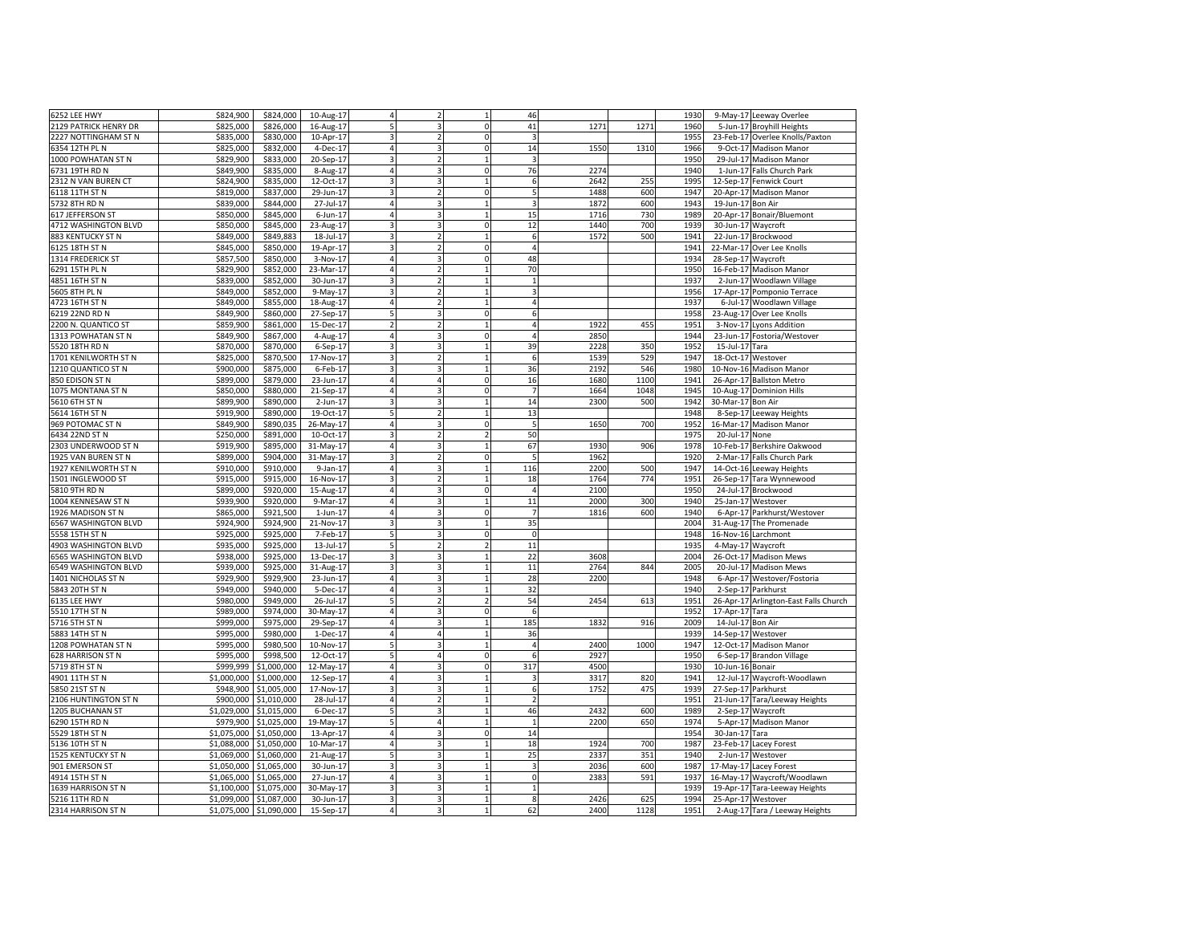| | | | | | | | | | | | | |
|---|---|---|---|---|---|---|---|---|---|---|---|---|
| 6252 LEE HWY | $824,900 | $824,000 | 10-Aug-17 | 4 | 2 | 1 | 46 | | | 1930 | 9-May-17 | Leeway Overlee |
| 2129 PATRICK HENRY DR | $825,000 | $826,000 | 16-Aug-17 | 5 | 3 | 0 | 41 | 1271 | 1271 | 1960 | 5-Jun-17 | Broyhill Heights |
| 2227 NOTTINGHAM ST N | $835,000 | $830,000 | 10-Apr-17 | 3 | 2 | 0 | 3 | | | 1955 | 23-Feb-17 | Overlee Knolls/Paxton |
| 6354 12TH PL N | $825,000 | $832,000 | 4-Dec-17 | 4 | 3 | 0 | 14 | 1550 | 1310 | 1966 | 9-Oct-17 | Madison Manor |
| 1000 POWHATAN ST N | $829,900 | $833,000 | 20-Sep-17 | 3 | 2 | 1 | 3 | | | 1950 | 29-Jul-17 | Madison Manor |
| 6731 19TH RD N | $849,900 | $835,000 | 8-Aug-17 | 4 | 3 | 0 | 76 | 2274 | | 1940 | 1-Jun-17 | Falls Church Park |
| 2312 N VAN BUREN CT | $824,900 | $835,000 | 12-Oct-17 | 3 | 3 | 1 | 6 | 2642 | 255 | 1995 | 12-Sep-17 | Fenwick Court |
| 6118 11TH ST N | $819,000 | $837,000 | 29-Jun-17 | 3 | 2 | 0 | 5 | 1488 | 600 | 1947 | 20-Apr-17 | Madison Manor |
| 5732 8TH RD N | $839,000 | $844,000 | 27-Jul-17 | 4 | 3 | 1 | 3 | 1872 | 600 | 1943 | 19-Jun-17 | Bon Air |
| 617 JEFFERSON ST | $850,000 | $845,000 | 6-Jun-17 | 4 | 3 | 1 | 15 | 1716 | 730 | 1989 | 20-Apr-17 | Bonair/Bluemont |
| 4712 WASHINGTON BLVD | $850,000 | $845,000 | 23-Aug-17 | 3 | 3 | 0 | 12 | 1440 | 700 | 1939 | 30-Jun-17 | Waycroft |
| 883 KENTUCKY ST N | $849,000 | $849,883 | 18-Jul-17 | 3 | 2 | 1 | 6 | 1572 | 500 | 1941 | 22-Jun-17 | Brockwood |
| 6125 18TH ST N | $845,000 | $850,000 | 19-Apr-17 | 3 | 2 | 0 | 4 | | | 1941 | 22-Mar-17 | Over Lee Knolls |
| 1314 FREDERICK ST | $857,500 | $850,000 | 3-Nov-17 | 4 | 3 | 0 | 48 | | | 1934 | 28-Sep-17 | Waycroft |
| 6291 15TH PL N | $829,900 | $852,000 | 23-Mar-17 | 4 | 2 | 1 | 70 | | | 1950 | 16-Feb-17 | Madison Manor |
| 4851 16TH ST N | $839,000 | $852,000 | 30-Jun-17 | 3 | 2 | 1 | 1 | | | 1937 | 2-Jun-17 | Woodlawn Village |
| 5605 8TH PL N | $849,000 | $852,000 | 9-May-17 | 3 | 2 | 1 | 3 | | | 1956 | 17-Apr-17 | Pomponio Terrace |
| 4723 16TH ST N | $849,000 | $855,000 | 18-Aug-17 | 4 | 2 | 1 | 4 | | | 1937 | 6-Jul-17 | Woodlawn Village |
| 6219 22ND RD N | $849,900 | $860,000 | 27-Sep-17 | 5 | 3 | 0 | 6 | | | 1958 | 23-Aug-17 | Over Lee Knolls |
| 2200 N. QUANTICO ST | $859,900 | $861,000 | 15-Dec-17 | 2 | 2 | 1 | 4 | 1922 | 455 | 1951 | 3-Nov-17 | Lyons Addition |
| 1313 POWHATAN ST N | $849,900 | $867,000 | 4-Aug-17 | 4 | 3 | 0 | 4 | 2850 | | 1944 | 23-Jun-17 | Fostoria/Westover |
| 5520 18TH RD N | $870,000 | $870,000 | 6-Sep-17 | 3 | 3 | 1 | 39 | 2228 | 350 | 1952 | 15-Jul-17 | Tara |
| 1701 KENILWORTH ST N | $825,000 | $870,500 | 17-Nov-17 | 3 | 2 | 1 | 6 | 1539 | 529 | 1947 | 18-Oct-17 | Westover |
| 1210 QUANTICO ST N | $900,000 | $875,000 | 6-Feb-17 | 3 | 3 | 1 | 36 | 2192 | 546 | 1980 | 10-Nov-16 | Madison Manor |
| 850 EDISON ST N | $899,000 | $879,000 | 23-Jun-17 | 4 | 4 | 0 | 16 | 1680 | 1100 | 1941 | 26-Apr-17 | Ballston Metro |
| 1075 MONTANA ST N | $850,000 | $880,000 | 21-Sep-17 | 4 | 3 | 0 | 7 | 1664 | 1048 | 1945 | 10-Aug-17 | Dominion Hills |
| 5610 6TH ST N | $899,900 | $890,000 | 2-Jun-17 | 3 | 3 | 1 | 14 | 2300 | 500 | 1942 | 30-Mar-17 | Bon Air |
| 5614 16TH ST N | $919,900 | $890,000 | 19-Oct-17 | 5 | 2 | 1 | 13 | | | 1948 | 8-Sep-17 | Leeway Heights |
| 969 POTOMAC ST N | $849,900 | $890,035 | 26-May-17 | 4 | 3 | 0 | 5 | 1650 | 700 | 1952 | 16-Mar-17 | Madison Manor |
| 6434 22ND ST N | $250,000 | $891,000 | 10-Oct-17 | 3 | 2 | 2 | 50 | | | 1975 | 20-Jul-17 | None |
| 2303 UNDERWOOD ST N | $919,900 | $895,000 | 31-May-17 | 4 | 3 | 1 | 67 | 1930 | 906 | 1978 | 10-Feb-17 | Berkshire Oakwood |
| 1925 VAN BUREN ST N | $899,000 | $904,000 | 31-May-17 | 3 | 2 | 0 | 5 | 1962 | | 1920 | 2-Mar-17 | Falls Church Park |
| 1927 KENILWORTH ST N | $910,000 | $910,000 | 9-Jan-17 | 4 | 3 | 1 | 116 | 2200 | 500 | 1947 | 14-Oct-16 | Leeway Heights |
| 1501 INGLEWOOD ST | $915,000 | $915,000 | 16-Nov-17 | 3 | 2 | 1 | 18 | 1764 | 774 | 1951 | 26-Sep-17 | Tara Wynnewood |
| 5810 9TH RD N | $899,000 | $920,000 | 15-Aug-17 | 4 | 3 | 0 | 4 | 2100 | | 1950 | 24-Jul-17 | Brockwood |
| 1004 KENNESAW ST N | $939,900 | $920,000 | 9-Mar-17 | 4 | 3 | 1 | 11 | 2000 | 300 | 1940 | 25-Jan-17 | Westover |
| 1926 MADISON ST N | $865,000 | $921,500 | 1-Jun-17 | 4 | 3 | 0 | 7 | 1816 | 600 | 1940 | 6-Apr-17 | Parkhurst/Westover |
| 6567 WASHINGTON BLVD | $924,900 | $924,900 | 21-Nov-17 | 3 | 3 | 1 | 35 | | | 2004 | 31-Aug-17 | The Promenade |
| 5558 15TH ST N | $925,000 | $925,000 | 7-Feb-17 | 5 | 3 | 0 | 0 | | | 1948 | 16-Nov-16 | Larchmont |
| 4903 WASHINGTON BLVD | $935,000 | $925,000 | 13-Jul-17 | 5 | 2 | 2 | 11 | | | 1935 | 4-May-17 | Waycroft |
| 6565 WASHINGTON BLVD | $938,000 | $925,000 | 13-Dec-17 | 3 | 3 | 1 | 22 | 3608 | | 2004 | 26-Oct-17 | Madison Mews |
| 6549 WASHINGTON BLVD | $939,000 | $925,000 | 31-Aug-17 | 3 | 3 | 1 | 11 | 2764 | 844 | 2005 | 20-Jul-17 | Madison Mews |
| 1401 NICHOLAS ST N | $929,900 | $929,900 | 23-Jun-17 | 4 | 3 | 1 | 28 | 2200 | | 1948 | 6-Apr-17 | Westover/Fostoria |
| 5843 20TH ST N | $949,000 | $940,000 | 5-Dec-17 | 4 | 3 | 1 | 32 | | | 1940 | 2-Sep-17 | Parkhurst |
| 6135 LEE HWY | $980,000 | $949,000 | 26-Jul-17 | 5 | 2 | 2 | 54 | 2454 | 613 | 1951 | 26-Apr-17 | Arlington-East Falls Church |
| 5510 17TH ST N | $989,000 | $974,000 | 30-May-17 | 4 | 3 | 0 | 6 | | | 1952 | 17-Apr-17 | Tara |
| 5716 5TH ST N | $999,000 | $975,000 | 29-Sep-17 | 4 | 3 | 1 | 185 | 1832 | 916 | 2009 | 14-Jul-17 | Bon Air |
| 5883 14TH ST N | $995,000 | $980,000 | 1-Dec-17 | 4 | 4 | 1 | 36 | | | 1939 | 14-Sep-17 | Westover |
| 1208 POWHATAN ST N | $995,000 | $980,500 | 10-Nov-17 | 5 | 3 | 1 | 4 | 2400 | 1000 | 1947 | 12-Oct-17 | Madison Manor |
| 628 HARRISON ST N | $995,000 | $998,500 | 12-Oct-17 | 5 | 4 | 0 | 6 | 2927 | | 1950 | 6-Sep-17 | Brandon Village |
| 5719 8TH ST N | $999,999 | $1,000,000 | 12-May-17 | 4 | 3 | 0 | 317 | 4500 | | 1930 | 10-Jun-16 | Bonair |
| 4901 11TH ST N | $1,000,000 | $1,000,000 | 12-Sep-17 | 4 | 3 | 1 | 3 | 3317 | 820 | 1941 | 12-Jul-17 | Waycroft-Woodlawn |
| 5850 21ST ST N | $948,900 | $1,005,000 | 17-Nov-17 | 3 | 3 | 1 | 6 | 1752 | 475 | 1939 | 27-Sep-17 | Parkhurst |
| 2106 HUNTINGTON ST N | $900,000 | $1,010,000 | 28-Jul-17 | 4 | 2 | 1 | 2 | | | 1951 | 21-Jun-17 | Tara/Leeway Heights |
| 1205 BUCHANAN ST | $1,029,000 | $1,015,000 | 6-Dec-17 | 5 | 3 | 1 | 46 | 2432 | 600 | 1989 | 2-Sep-17 | Waycroft |
| 6290 15TH RD N | $979,900 | $1,025,000 | 19-May-17 | 5 | 4 | 1 | 1 | 2200 | 650 | 1974 | 5-Apr-17 | Madison Manor |
| 5529 18TH ST N | $1,075,000 | $1,050,000 | 13-Apr-17 | 4 | 3 | 0 | 14 | | | 1954 | 30-Jan-17 | Tara |
| 5136 10TH ST N | $1,088,000 | $1,050,000 | 10-Mar-17 | 4 | 3 | 1 | 18 | 1924 | 700 | 1987 | 23-Feb-17 | Lacey Forest |
| 1525 KENTUCKY ST N | $1,069,000 | $1,060,000 | 21-Aug-17 | 5 | 3 | 1 | 25 | 2337 | 351 | 1940 | 2-Jun-17 | Westover |
| 901 EMERSON ST | $1,050,000 | $1,065,000 | 30-Jun-17 | 3 | 3 | 1 | 3 | 2036 | 600 | 1987 | 17-May-17 | Lacey Forest |
| 4914 15TH ST N | $1,065,000 | $1,065,000 | 27-Jun-17 | 4 | 3 | 1 | 0 | 2383 | 591 | 1937 | 16-May-17 | Waycroft/Woodlawn |
| 1639 HARRISON ST N | $1,100,000 | $1,075,000 | 30-May-17 | 3 | 3 | 1 | 1 | | | 1939 | 19-Apr-17 | Tara-Leeway Heights |
| 5216 11TH RD N | $1,099,000 | $1,087,000 | 30-Jun-17 | 3 | 3 | 1 | 8 | 2426 | 625 | 1994 | 25-Apr-17 | Westover |
| 2314 HARRISON ST N | $1,075,000 | $1,090,000 | 15-Sep-17 | 4 | 3 | 1 | 62 | 2400 | 1128 | 1951 | 2-Aug-17 | Tara / Leeway Heights |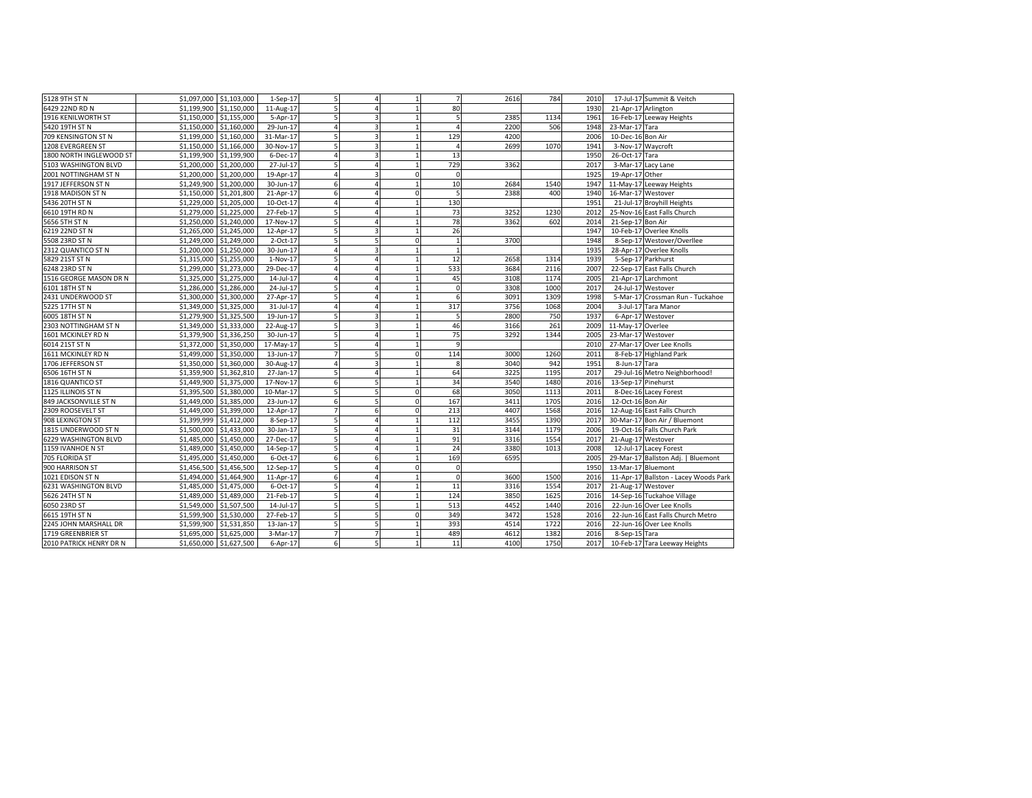| | | | | | | | | | | | | |
|---|---|---|---|---|---|---|---|---|---|---|---|---|
| 5128 9TH ST N | $1,097,000 | $1,103,000 | 1-Sep-17 | 5 | 4 | 1 | 7 | 2616 | 784 | 2010 | 17-Jul-17 | Summit & Veitch |
| 6429 22ND RD N | $1,199,900 | $1,150,000 | 11-Aug-17 | 5 | 4 | 1 | 80 | | | 1930 | 21-Apr-17 | Arlington |
| 1916 KENILWORTH ST | $1,150,000 | $1,155,000 | 5-Apr-17 | 5 | 3 | 1 | 5 | 2385 | 1134 | 1961 | 16-Feb-17 | Leeway Heights |
| 5420 19TH ST N | $1,150,000 | $1,160,000 | 29-Jun-17 | 4 | 3 | 1 | 4 | 2200 | 506 | 1948 | 23-Mar-17 | Tara |
| 709 KENSINGTON ST N | $1,199,000 | $1,160,000 | 31-Mar-17 | 5 | 3 | 1 | 129 | 4200 | | 2006 | 10-Dec-16 | Bon Air |
| 1208 EVERGREEN ST | $1,150,000 | $1,166,000 | 30-Nov-17 | 5 | 3 | 1 | 4 | 2699 | 1070 | 1941 | 3-Nov-17 | Waycroft |
| 1800 NORTH INGLEWOOD ST | $1,199,900 | $1,199,900 | 6-Dec-17 | 4 | 3 | 1 | 13 | | | 1950 | 26-Oct-17 | Tara |
| 5103 WASHINGTON BLVD | $1,200,000 | $1,200,000 | 27-Jul-17 | 5 | 4 | 1 | 729 | 3362 | | 2017 | 3-Mar-17 | Lacy Lane |
| 2001 NOTTINGHAM ST N | $1,200,000 | $1,200,000 | 19-Apr-17 | 4 | 3 | 0 | 0 | | | 1925 | 19-Apr-17 | Other |
| 1917 JEFFERSON ST N | $1,249,900 | $1,200,000 | 30-Jun-17 | 6 | 4 | 1 | 10 | 2684 | 1540 | 1947 | 11-May-17 | Leeway Heights |
| 1918 MADISON ST N | $1,150,000 | $1,201,800 | 21-Apr-17 | 6 | 4 | 0 | 5 | 2388 | 400 | 1940 | 16-Mar-17 | Westover |
| 5436 20TH ST N | $1,229,000 | $1,205,000 | 10-Oct-17 | 4 | 4 | 1 | 130 | | | 1951 | 21-Jul-17 | Broyhill Heights |
| 6610 19TH RD N | $1,279,000 | $1,225,000 | 27-Feb-17 | 5 | 4 | 1 | 73 | 3252 | 1230 | 2012 | 25-Nov-16 | East Falls Church |
| 5656 5TH ST N | $1,250,000 | $1,240,000 | 17-Nov-17 | 5 | 4 | 1 | 78 | 3362 | 602 | 2014 | 21-Sep-17 | Bon Air |
| 6219 22ND ST N | $1,265,000 | $1,245,000 | 12-Apr-17 | 5 | 3 | 1 | 26 | | | 1947 | 10-Feb-17 | Overlee Knolls |
| 5508 23RD ST N | $1,249,000 | $1,249,000 | 2-Oct-17 | 5 | 5 | 0 | 1 | 3700 | | 1948 | 8-Sep-17 | Westover/Overllee |
| 2312 QUANTICO ST N | $1,200,000 | $1,250,000 | 30-Jun-17 | 4 | 3 | 1 | 1 | | | 1935 | 28-Apr-17 | Overlee Knolls |
| 5829 21ST ST N | $1,315,000 | $1,255,000 | 1-Nov-17 | 5 | 4 | 1 | 12 | 2658 | 1314 | 1939 | 5-Sep-17 | Parkhurst |
| 6248 23RD ST N | $1,299,000 | $1,273,000 | 29-Dec-17 | 4 | 4 | 1 | 533 | 3684 | 2116 | 2007 | 22-Sep-17 | East Falls Church |
| 1516 GEORGE MASON DR N | $1,325,000 | $1,275,000 | 14-Jul-17 | 4 | 4 | 1 | 45 | 3108 | 1174 | 2005 | 21-Apr-17 | Larchmont |
| 6101 18TH ST N | $1,286,000 | $1,286,000 | 24-Jul-17 | 5 | 4 | 1 | 0 | 3308 | 1000 | 2017 | 24-Jul-17 | Westover |
| 2431 UNDERWOOD ST | $1,300,000 | $1,300,000 | 27-Apr-17 | 5 | 4 | 1 | 6 | 3091 | 1309 | 1998 | 5-Mar-17 | Crossman Run - Tuckahoe |
| 5225 17TH ST N | $1,349,000 | $1,325,000 | 31-Jul-17 | 4 | 4 | 1 | 317 | 3756 | 1068 | 2004 | 3-Jul-17 | Tara Manor |
| 6005 18TH ST N | $1,279,900 | $1,325,500 | 19-Jun-17 | 5 | 3 | 1 | 5 | 2800 | 750 | 1937 | 6-Apr-17 | Westover |
| 2303 NOTTINGHAM ST N | $1,349,000 | $1,333,000 | 22-Aug-17 | 5 | 3 | 1 | 46 | 3166 | 261 | 2009 | 11-May-17 | Overlee |
| 1601 MCKINLEY RD N | $1,379,900 | $1,336,250 | 30-Jun-17 | 5 | 4 | 1 | 75 | 3292 | 1344 | 2005 | 23-Mar-17 | Westover |
| 6014 21ST ST N | $1,372,000 | $1,350,000 | 17-May-17 | 5 | 4 | 1 | 9 | | | 2010 | 27-Mar-17 | Over Lee Knolls |
| 1611 MCKINLEY RD N | $1,499,000 | $1,350,000 | 13-Jun-17 | 7 | 5 | 0 | 114 | 3000 | 1260 | 2011 | 8-Feb-17 | Highland Park |
| 1706 JEFFERSON ST | $1,350,000 | $1,360,000 | 30-Aug-17 | 4 | 3 | 1 | 8 | 3040 | 942 | 1951 | 8-Jun-17 | Tara |
| 6506 16TH ST N | $1,359,900 | $1,362,810 | 27-Jan-17 | 5 | 4 | 1 | 64 | 3225 | 1195 | 2017 | 29-Jul-16 | Metro Neighborhood! |
| 1816 QUANTICO ST | $1,449,900 | $1,375,000 | 17-Nov-17 | 6 | 5 | 1 | 34 | 3540 | 1480 | 2016 | 13-Sep-17 | Pinehurst |
| 1125 ILLINOIS ST N | $1,395,500 | $1,380,000 | 10-Mar-17 | 5 | 5 | 0 | 68 | 3050 | 1113 | 2011 | 8-Dec-16 | Lacey Forest |
| 849 JACKSONVILLE ST N | $1,449,000 | $1,385,000 | 23-Jun-17 | 6 | 5 | 0 | 167 | 3411 | 1705 | 2016 | 12-Oct-16 | Bon Air |
| 2309 ROOSEVELT ST | $1,449,000 | $1,399,000 | 12-Apr-17 | 7 | 6 | 0 | 213 | 4407 | 1568 | 2016 | 12-Aug-16 | East Falls Church |
| 908 LEXINGTON ST | $1,399,999 | $1,412,000 | 8-Sep-17 | 5 | 4 | 1 | 112 | 3455 | 1390 | 2017 | 30-Mar-17 | Bon Air / Bluemont |
| 1815 UNDERWOOD ST N | $1,500,000 | $1,433,000 | 30-Jan-17 | 5 | 4 | 1 | 31 | 3144 | 1179 | 2006 | 19-Oct-16 | Falls Church Park |
| 6229 WASHINGTON BLVD | $1,485,000 | $1,450,000 | 27-Dec-17 | 5 | 4 | 1 | 91 | 3316 | 1554 | 2017 | 21-Aug-17 | Westover |
| 1159 IVANHOE N ST | $1,489,000 | $1,450,000 | 14-Sep-17 | 5 | 4 | 1 | 24 | 3380 | 1013 | 2008 | 12-Jul-17 | Lacey Forest |
| 705 FLORIDA ST | $1,495,000 | $1,450,000 | 6-Oct-17 | 6 | 6 | 1 | 169 | 6595 | | 2005 | 29-Mar-17 | Ballston Adj. \| Bluemont |
| 900 HARRISON ST | $1,456,500 | $1,456,500 | 12-Sep-17 | 5 | 4 | 0 | 0 | | | 1950 | 13-Mar-17 | Bluemont |
| 1021 EDISON ST N | $1,494,000 | $1,464,900 | 11-Apr-17 | 6 | 4 | 1 | 0 | 3600 | 1500 | 2016 | 11-Apr-17 | Ballston - Lacey Woods Park |
| 6231 WASHINGTON BLVD | $1,485,000 | $1,475,000 | 6-Oct-17 | 5 | 4 | 1 | 11 | 3316 | 1554 | 2017 | 21-Aug-17 | Westover |
| 5626 24TH ST N | $1,489,000 | $1,489,000 | 21-Feb-17 | 5 | 4 | 1 | 124 | 3850 | 1625 | 2016 | 14-Sep-16 | Tuckahoe Village |
| 6050 23RD ST | $1,549,000 | $1,507,500 | 14-Jul-17 | 5 | 5 | 1 | 513 | 4452 | 1440 | 2016 | 22-Jun-16 | Over Lee Knolls |
| 6615 19TH ST N | $1,599,900 | $1,530,000 | 27-Feb-17 | 5 | 5 | 0 | 349 | 3472 | 1528 | 2016 | 22-Jun-16 | East Falls Church Metro |
| 2245 JOHN MARSHALL DR | $1,599,900 | $1,531,850 | 13-Jan-17 | 5 | 5 | 1 | 393 | 4514 | 1722 | 2016 | 22-Jun-16 | Over Lee Knolls |
| 1719 GREENBRIER ST | $1,695,000 | $1,625,000 | 3-Mar-17 | 7 | 7 | 1 | 489 | 4612 | 1382 | 2016 | 8-Sep-15 | Tara |
| 2010 PATRICK HENRY DR N | $1,650,000 | $1,627,500 | 6-Apr-17 | 6 | 5 | 1 | 11 | 4100 | 1750 | 2017 | 10-Feb-17 | Tara Leeway Heights |